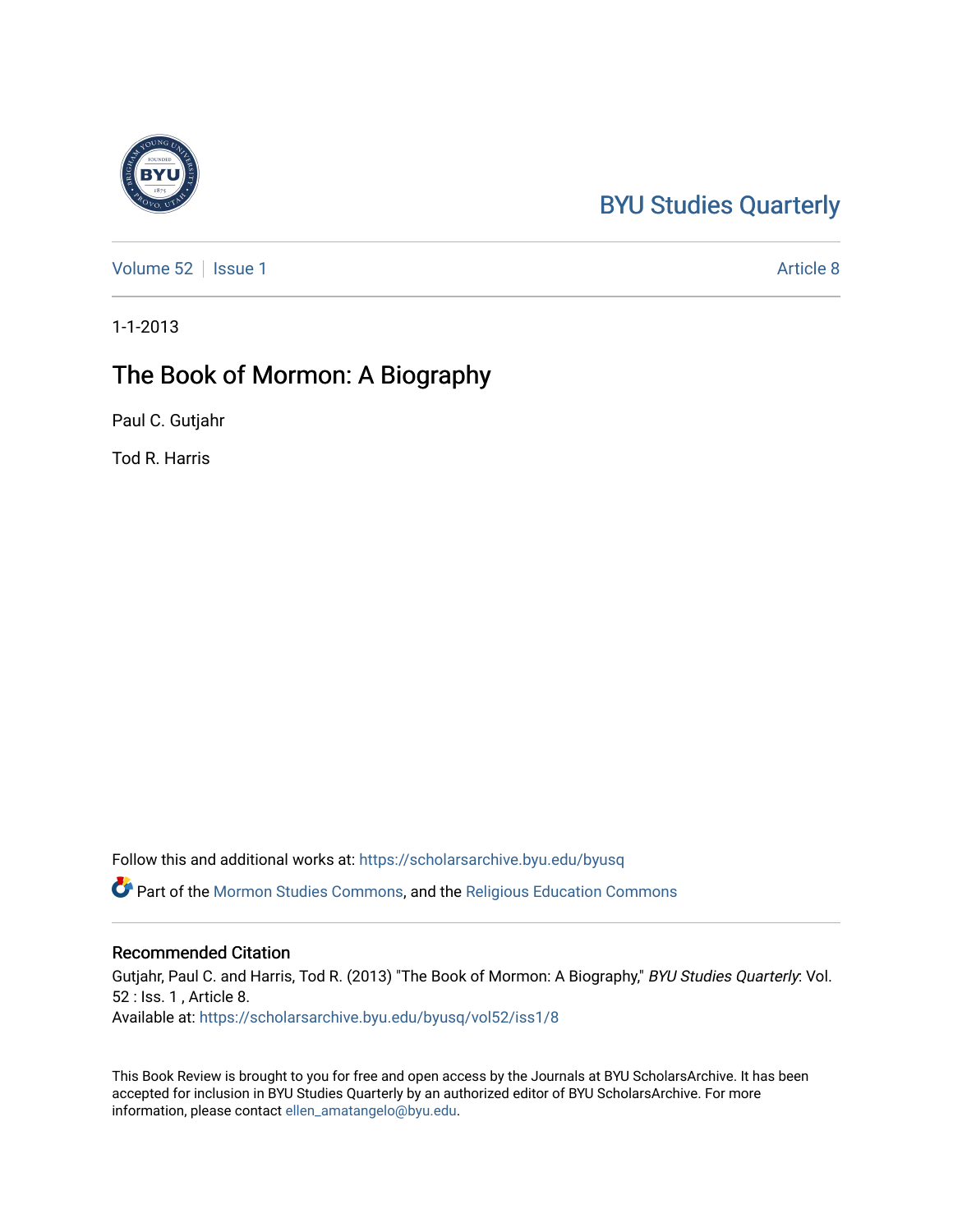BYU Studies Quarterly

Volume 52 | Issue 1 | Article 8

1-1-2013

# The Book of Mormon: A Biography

Paul C. Gutjahr

Tod R. Harris

Follow this and additional works at: https://scholarsarchive.byu.edu/byusq

Part of the Mormon Studies Commons, and the Religious Education Commons

## Recommended Citation

Gutjahr, Paul C. and Harris, Tod R. (2013) "The Book of Mormon: A Biography," *BYU Studies Quarterly*: Vol. 52 : Iss. 1 , Article 8.
Available at: https://scholarsarchive.byu.edu/byusq/vol52/iss1/8

This Book Review is brought to you for free and open access by the Journals at BYU ScholarsArchive. It has been accepted for inclusion in BYU Studies Quarterly by an authorized editor of BYU ScholarsArchive. For more information, please contact ellen_amatangelo@byu.edu.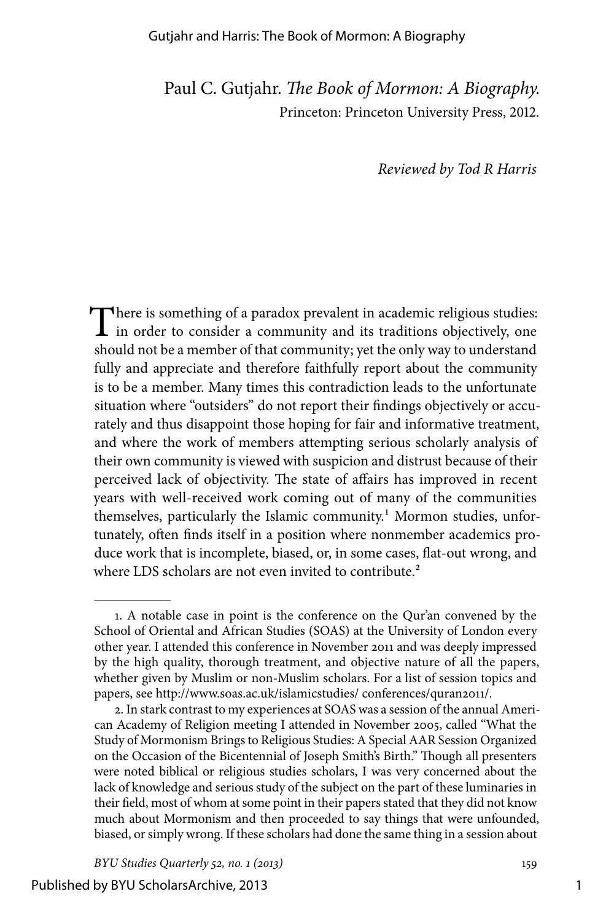Paul C. Gutjahr. *The Book of Mormon: A Biography.*
Princeton: Princeton University Press, 2012.

*Reviewed by Tod R Harris*

There is something of a paradox prevalent in academic religious studies: in order to consider a community and its traditions objectively, one should not be a member of that community; yet the only way to understand fully and appreciate and therefore faithfully report about the community is to be a member. Many times this contradiction leads to the unfortunate situation where "outsiders" do not report their findings objectively or accurately and thus disappoint those hoping for fair and informative treatment, and where the work of members attempting serious scholarly analysis of their own community is viewed with suspicion and distrust because of their perceived lack of objectivity. The state of affairs has improved in recent years with well-received work coming out of many of the communities themselves, particularly the Islamic community.[1] Mormon studies, unfortunately, often finds itself in a position where nonmember academics produce work that is incomplete, biased, or, in some cases, flat-out wrong, and where LDS scholars are not even invited to contribute.[2]

---

1. A notable case in point is the conference on the Qur'an convened by the School of Oriental and African Studies (SOAS) at the University of London every other year. I attended this conference in November 2011 and was deeply impressed by the high quality, thorough treatment, and objective nature of all the papers, whether given by Muslim or non-Muslim scholars. For a list of session topics and papers, see http://www.soas.ac.uk/islamicstudies/ conferences/quran2011/.

2. In stark contrast to my experiences at SOAS was a session of the annual American Academy of Religion meeting I attended in November 2005, called "What the Study of Mormonism Brings to Religious Studies: A Special AAR Session Organized on the Occasion of the Bicentennial of Joseph Smith's Birth." Though all presenters were noted biblical or religious studies scholars, I was very concerned about the lack of knowledge and serious study of the subject on the part of these luminaries in their field, most of whom at some point in their papers stated that they did not know much about Mormonism and then proceeded to say things that were unfounded, biased, or simply wrong. If these scholars had done the same thing in a session about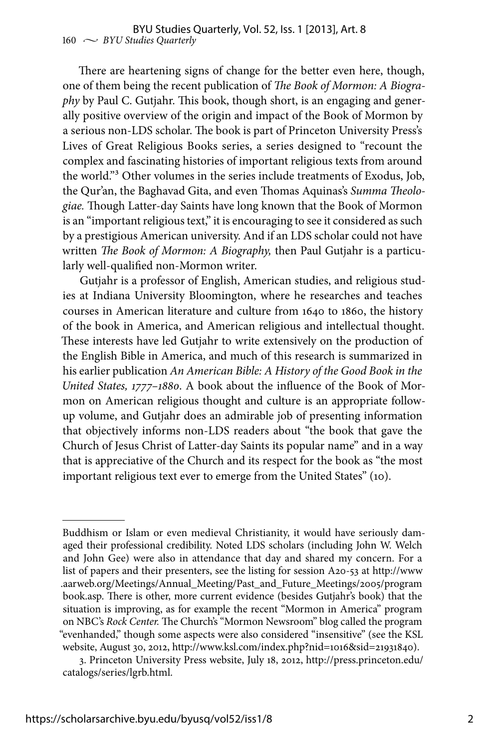There are heartening signs of change for the better even here, though, one of them being the recent publication of *The Book of Mormon: A Biography* by Paul C. Gutjahr. This book, though short, is an engaging and generally positive overview of the origin and impact of the Book of Mormon by a serious non-LDS scholar. The book is part of Princeton University Press's Lives of Great Religious Books series, a series designed to "recount the complex and fascinating histories of important religious texts from around the world."[3] Other volumes in the series include treatments of Exodus, Job, the Qur'an, the Baghavad Gita, and even Thomas Aquinas's *Summa Theologiae.* Though Latter-day Saints have long known that the Book of Mormon is an "important religious text," it is encouraging to see it considered as such by a prestigious American university. And if an LDS scholar could not have written *The Book of Mormon: A Biography,* then Paul Gutjahr is a particularly well-qualified non-Mormon writer.

Gutjahr is a professor of English, American studies, and religious studies at Indiana University Bloomington, where he researches and teaches courses in American literature and culture from 1640 to 1860, the history of the book in America, and American religious and intellectual thought. These interests have led Gutjahr to write extensively on the production of the English Bible in America, and much of this research is summarized in his earlier publication *An American Bible: A History of the Good Book in the United States, 1777–1880*. A book about the influence of the Book of Mormon on American religious thought and culture is an appropriate follow-up volume, and Gutjahr does an admirable job of presenting information that objectively informs non-LDS readers about "the book that gave the Church of Jesus Christ of Latter-day Saints its popular name" and in a way that is appreciative of the Church and its respect for the book as "the most important religious text ever to emerge from the United States" (10).

---

Buddhism or Islam or even medieval Christianity, it would have seriously damaged their professional credibility. Noted LDS scholars (including John W. Welch and John Gee) were also in attendance that day and shared my concern. For a list of papers and their presenters, see the listing for session A20-53 at http://www.aarweb.org/Meetings/Annual_Meeting/Past_and_Future_Meetings/2005/programbook.asp. There is other, more current evidence (besides Gutjahr's book) that the situation is improving, as for example the recent "Mormon in America" program on NBC's *Rock Center.* The Church's "Mormon Newsroom" blog called the program "evenhanded," though some aspects were also considered "insensitive" (see the KSL website, August 30, 2012, http://www.ksl.com/index.php?nid=1016&sid=21931840).

3. Princeton University Press website, July 18, 2012, http://press.princeton.edu/catalogs/series/lgrb.html.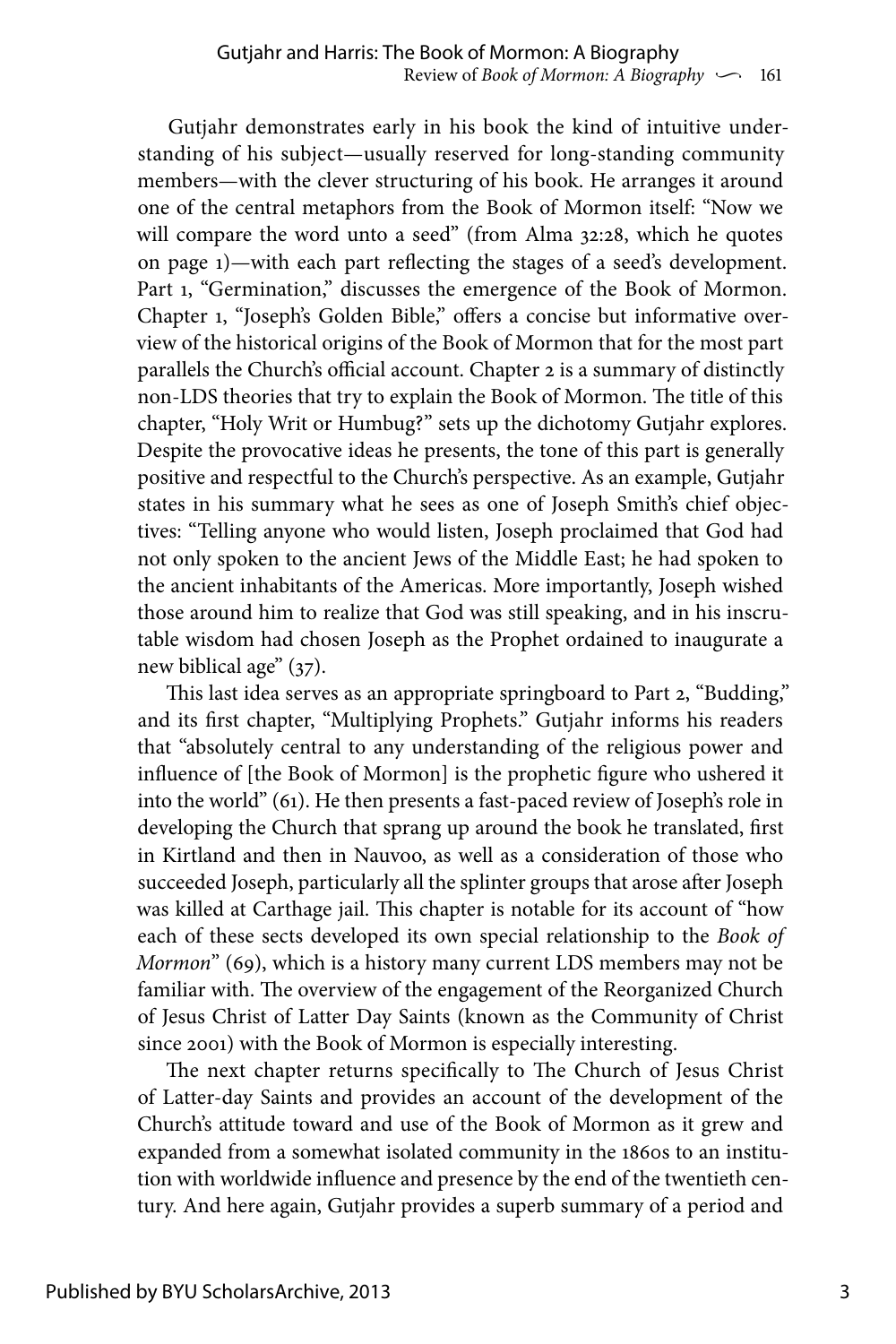Gutjahr demonstrates early in his book the kind of intuitive understanding of his subject—usually reserved for long-standing community members—with the clever structuring of his book. He arranges it around one of the central metaphors from the Book of Mormon itself: "Now we will compare the word unto a seed" (from Alma 32:28, which he quotes on page 1)—with each part reflecting the stages of a seed's development. Part 1, "Germination," discusses the emergence of the Book of Mormon. Chapter 1, "Joseph's Golden Bible," offers a concise but informative overview of the historical origins of the Book of Mormon that for the most part parallels the Church's official account. Chapter 2 is a summary of distinctly non-LDS theories that try to explain the Book of Mormon. The title of this chapter, "Holy Writ or Humbug?" sets up the dichotomy Gutjahr explores. Despite the provocative ideas he presents, the tone of this part is generally positive and respectful to the Church's perspective. As an example, Gutjahr states in his summary what he sees as one of Joseph Smith's chief objectives: "Telling anyone who would listen, Joseph proclaimed that God had not only spoken to the ancient Jews of the Middle East; he had spoken to the ancient inhabitants of the Americas. More importantly, Joseph wished those around him to realize that God was still speaking, and in his inscrutable wisdom had chosen Joseph as the Prophet ordained to inaugurate a new biblical age" (37).

This last idea serves as an appropriate springboard to Part 2, "Budding," and its first chapter, "Multiplying Prophets." Gutjahr informs his readers that "absolutely central to any understanding of the religious power and influence of [the Book of Mormon] is the prophetic figure who ushered it into the world" (61). He then presents a fast-paced review of Joseph's role in developing the Church that sprang up around the book he translated, first in Kirtland and then in Nauvoo, as well as a consideration of those who succeeded Joseph, particularly all the splinter groups that arose after Joseph was killed at Carthage jail. This chapter is notable for its account of "how each of these sects developed its own special relationship to the *Book of Mormon*" (69), which is a history many current LDS members may not be familiar with. The overview of the engagement of the Reorganized Church of Jesus Christ of Latter Day Saints (known as the Community of Christ since 2001) with the Book of Mormon is especially interesting.

The next chapter returns specifically to The Church of Jesus Christ of Latter-day Saints and provides an account of the development of the Church's attitude toward and use of the Book of Mormon as it grew and expanded from a somewhat isolated community in the 1860s to an institution with worldwide influence and presence by the end of the twentieth century. And here again, Gutjahr provides a superb summary of a period and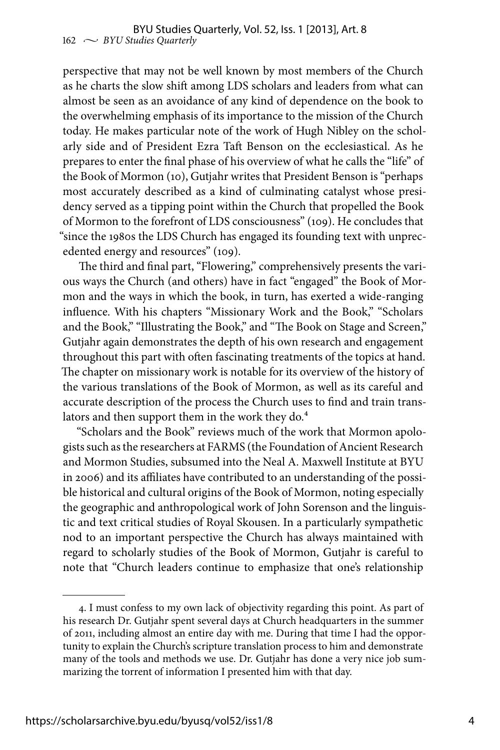perspective that may not be well known by most members of the Church as he charts the slow shift among LDS scholars and leaders from what can almost be seen as an avoidance of any kind of dependence on the book to the overwhelming emphasis of its importance to the mission of the Church today. He makes particular note of the work of Hugh Nibley on the scholarly side and of President Ezra Taft Benson on the ecclesiastical. As he prepares to enter the final phase of his overview of what he calls the "life" of the Book of Mormon (10), Gutjahr writes that President Benson is "perhaps most accurately described as a kind of culminating catalyst whose presidency served as a tipping point within the Church that propelled the Book of Mormon to the forefront of LDS consciousness" (109). He concludes that "since the 1980s the LDS Church has engaged its founding text with unprecedented energy and resources" (109).

The third and final part, "Flowering," comprehensively presents the various ways the Church (and others) have in fact "engaged" the Book of Mormon and the ways in which the book, in turn, has exerted a wide-ranging influence. With his chapters "Missionary Work and the Book," "Scholars and the Book," "Illustrating the Book," and "The Book on Stage and Screen," Gutjahr again demonstrates the depth of his own research and engagement throughout this part with often fascinating treatments of the topics at hand. The chapter on missionary work is notable for its overview of the history of the various translations of the Book of Mormon, as well as its careful and accurate description of the process the Church uses to find and train translators and then support them in the work they do.[4]

"Scholars and the Book" reviews much of the work that Mormon apologists such as the researchers at FARMS (the Foundation of Ancient Research and Mormon Studies, subsumed into the Neal A. Maxwell Institute at BYU in 2006) and its affiliates have contributed to an understanding of the possible historical and cultural origins of the Book of Mormon, noting especially the geographic and anthropological work of John Sorenson and the linguistic and text critical studies of Royal Skousen. In a particularly sympathetic nod to an important perspective the Church has always maintained with regard to scholarly studies of the Book of Mormon, Gutjahr is careful to note that "Church leaders continue to emphasize that one's relationship

---

4. I must confess to my own lack of objectivity regarding this point. As part of his research Dr. Gutjahr spent several days at Church headquarters in the summer of 2011, including almost an entire day with me. During that time I had the opportunity to explain the Church's scripture translation process to him and demonstrate many of the tools and methods we use. Dr. Gutjahr has done a very nice job summarizing the torrent of information I presented him with that day.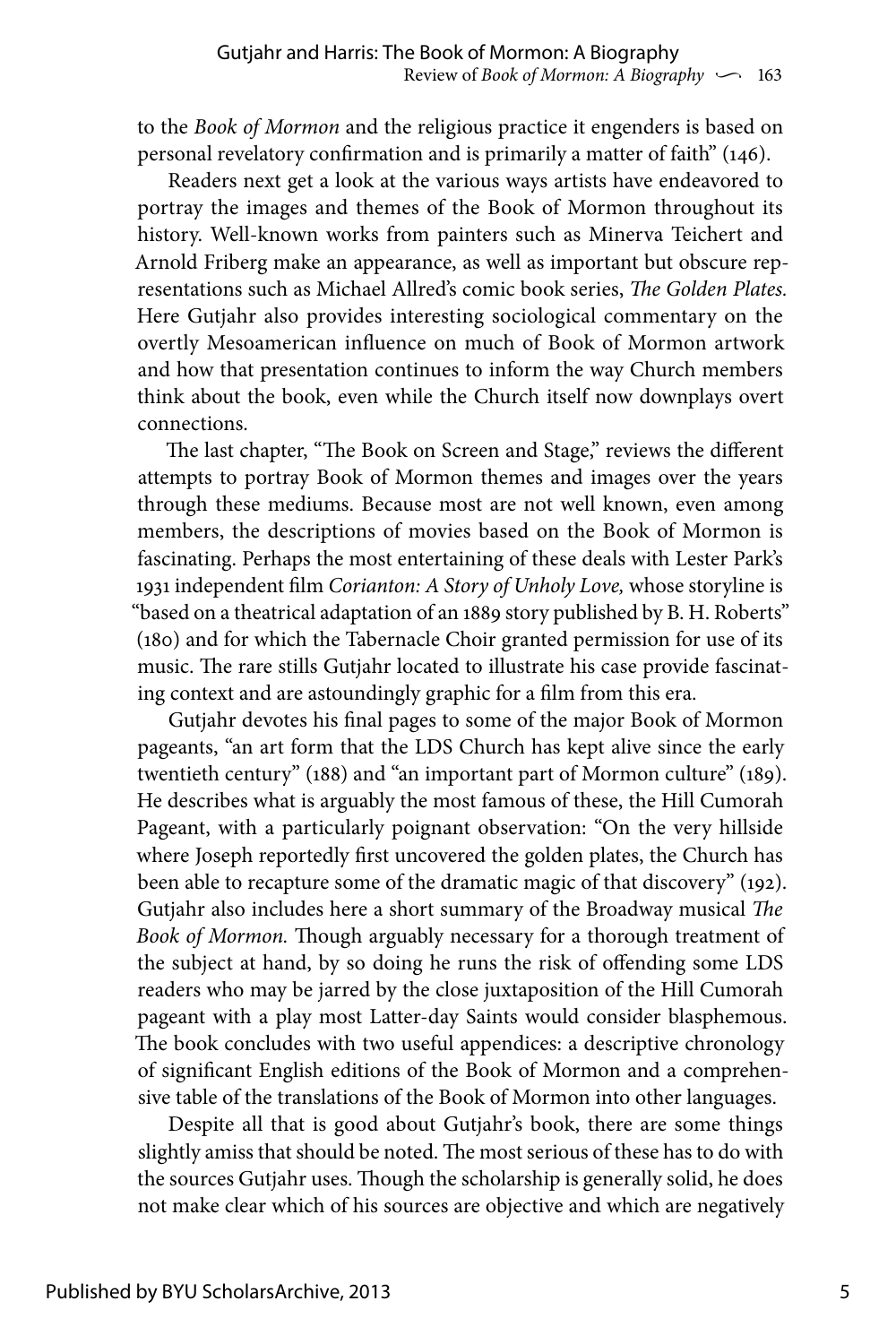to the *Book of Mormon* and the religious practice it engenders is based on personal revelatory confirmation and is primarily a matter of faith" (146).

Readers next get a look at the various ways artists have endeavored to portray the images and themes of the Book of Mormon throughout its history. Well-known works from painters such as Minerva Teichert and Arnold Friberg make an appearance, as well as important but obscure representations such as Michael Allred's comic book series, *The Golden Plates.* Here Gutjahr also provides interesting sociological commentary on the overtly Mesoamerican influence on much of Book of Mormon artwork and how that presentation continues to inform the way Church members think about the book, even while the Church itself now downplays overt connections.

The last chapter, "The Book on Screen and Stage," reviews the different attempts to portray Book of Mormon themes and images over the years through these mediums. Because most are not well known, even among members, the descriptions of movies based on the Book of Mormon is fascinating. Perhaps the most entertaining of these deals with Lester Park's 1931 independent film *Corianton: A Story of Unholy Love,* whose storyline is "based on a theatrical adaptation of an 1889 story published by B. H. Roberts" (180) and for which the Tabernacle Choir granted permission for use of its music. The rare stills Gutjahr located to illustrate his case provide fascinating context and are astoundingly graphic for a film from this era.

Gutjahr devotes his final pages to some of the major Book of Mormon pageants, "an art form that the LDS Church has kept alive since the early twentieth century" (188) and "an important part of Mormon culture" (189). He describes what is arguably the most famous of these, the Hill Cumorah Pageant, with a particularly poignant observation: "On the very hillside where Joseph reportedly first uncovered the golden plates, the Church has been able to recapture some of the dramatic magic of that discovery" (192). Gutjahr also includes here a short summary of the Broadway musical *The Book of Mormon.* Though arguably necessary for a thorough treatment of the subject at hand, by so doing he runs the risk of offending some LDS readers who may be jarred by the close juxtaposition of the Hill Cumorah pageant with a play most Latter-day Saints would consider blasphemous. The book concludes with two useful appendices: a descriptive chronology of significant English editions of the Book of Mormon and a comprehensive table of the translations of the Book of Mormon into other languages.

Despite all that is good about Gutjahr's book, there are some things slightly amiss that should be noted. The most serious of these has to do with the sources Gutjahr uses. Though the scholarship is generally solid, he does not make clear which of his sources are objective and which are negatively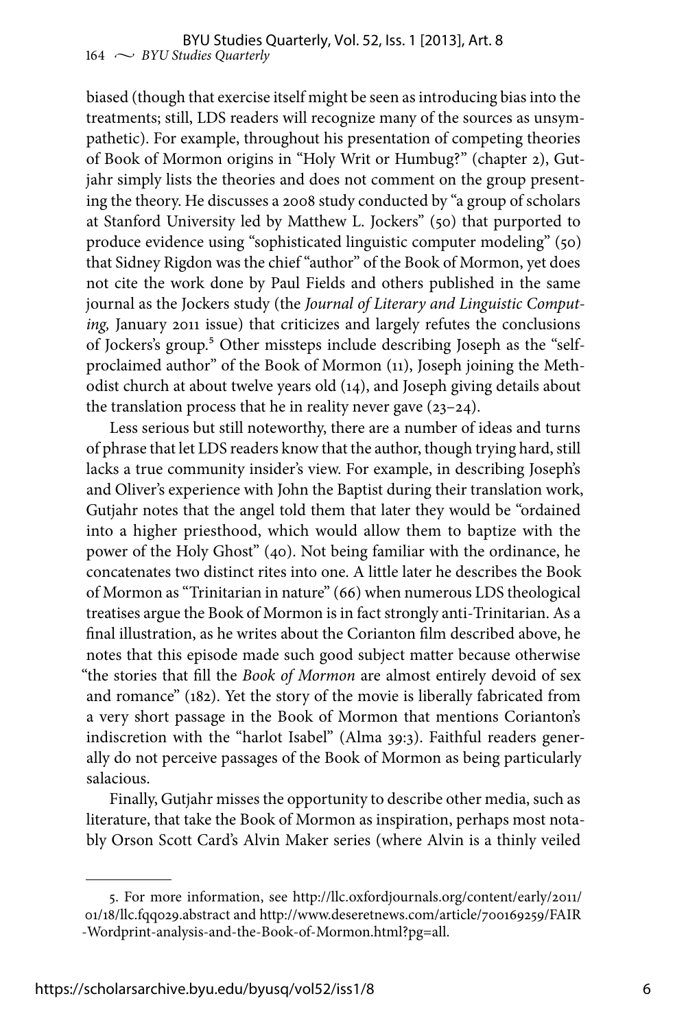biased (though that exercise itself might be seen as introducing bias into the treatments; still, LDS readers will recognize many of the sources as unsympathetic). For example, throughout his presentation of competing theories of Book of Mormon origins in "Holy Writ or Humbug?" (chapter 2), Gutjahr simply lists the theories and does not comment on the group presenting the theory. He discusses a 2008 study conducted by "a group of scholars at Stanford University led by Matthew L. Jockers" (50) that purported to produce evidence using "sophisticated linguistic computer modeling" (50) that Sidney Rigdon was the chief "author" of the Book of Mormon, yet does not cite the work done by Paul Fields and others published in the same journal as the Jockers study (the *Journal of Literary and Linguistic Computing,* January 2011 issue) that criticizes and largely refutes the conclusions of Jockers's group.[5] Other missteps include describing Joseph as the "self-proclaimed author" of the Book of Mormon (11), Joseph joining the Methodist church at about twelve years old (14), and Joseph giving details about the translation process that he in reality never gave (23–24).

Less serious but still noteworthy, there are a number of ideas and turns of phrase that let LDS readers know that the author, though trying hard, still lacks a true community insider's view. For example, in describing Joseph's and Oliver's experience with John the Baptist during their translation work, Gutjahr notes that the angel told them that later they would be "ordained into a higher priesthood, which would allow them to baptize with the power of the Holy Ghost" (40). Not being familiar with the ordinance, he concatenates two distinct rites into one. A little later he describes the Book of Mormon as "Trinitarian in nature" (66) when numerous LDS theological treatises argue the Book of Mormon is in fact strongly anti-Trinitarian. As a final illustration, as he writes about the Corianton film described above, he notes that this episode made such good subject matter because otherwise "the stories that fill the *Book of Mormon* are almost entirely devoid of sex and romance" (182). Yet the story of the movie is liberally fabricated from a very short passage in the Book of Mormon that mentions Corianton's indiscretion with the "harlot Isabel" (Alma 39:3). Faithful readers generally do not perceive passages of the Book of Mormon as being particularly salacious.

Finally, Gutjahr misses the opportunity to describe other media, such as literature, that take the Book of Mormon as inspiration, perhaps most notably Orson Scott Card's Alvin Maker series (where Alvin is a thinly veiled

---

5. For more information, see http://llc.oxfordjournals.org/content/early/2011/01/18/llc.fqq029.abstract and http://www.deseretnews.com/article/700169259/FAIR-Wordprint-analysis-and-the-Book-of-Mormon.html?pg=all.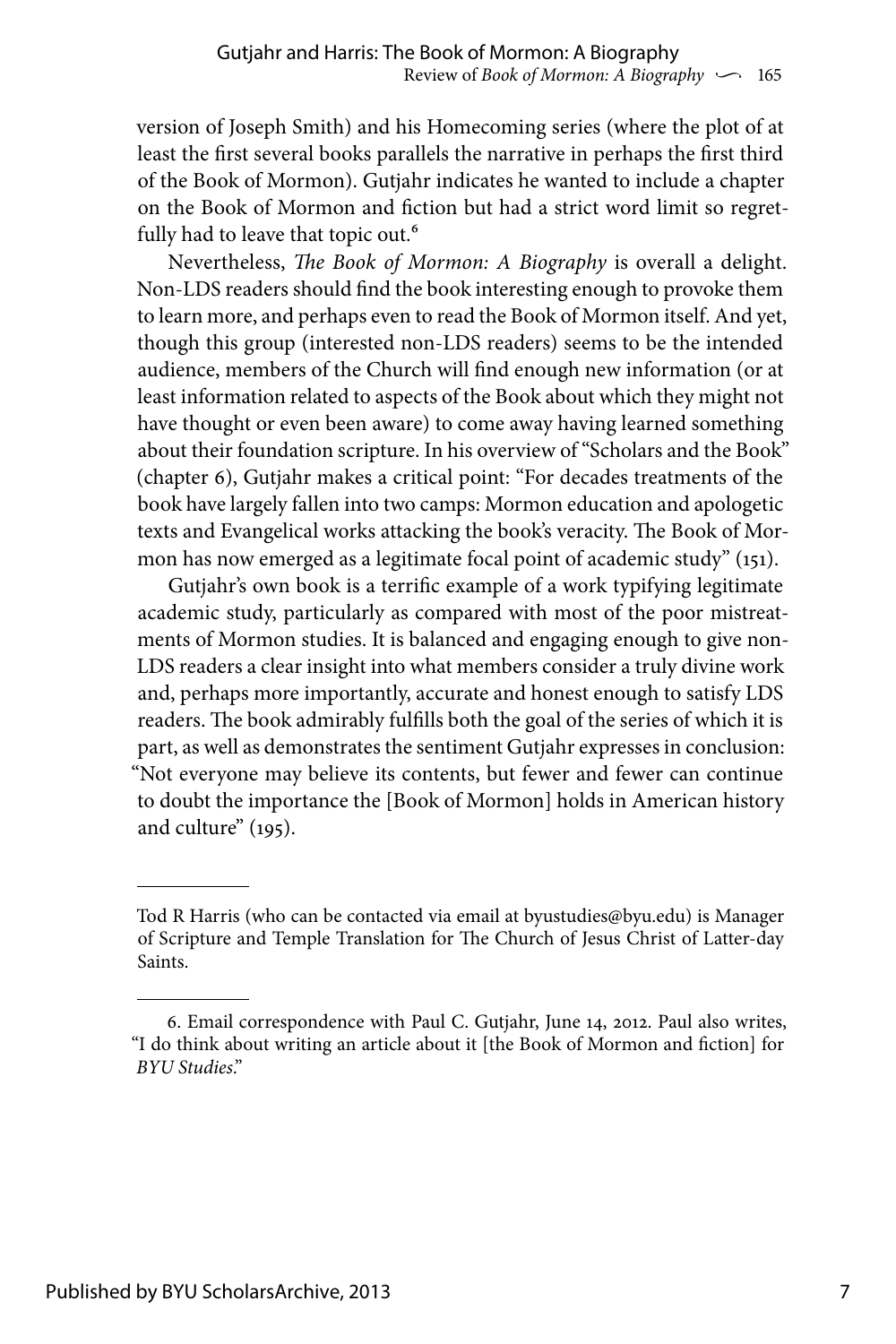version of Joseph Smith) and his Homecoming series (where the plot of at least the first several books parallels the narrative in perhaps the first third of the Book of Mormon). Gutjahr indicates he wanted to include a chapter on the Book of Mormon and fiction but had a strict word limit so regretfully had to leave that topic out.[6]

Nevertheless, *The Book of Mormon: A Biography* is overall a delight. Non-LDS readers should find the book interesting enough to provoke them to learn more, and perhaps even to read the Book of Mormon itself. And yet, though this group (interested non-LDS readers) seems to be the intended audience, members of the Church will find enough new information (or at least information related to aspects of the Book about which they might not have thought or even been aware) to come away having learned something about their foundation scripture. In his overview of "Scholars and the Book" (chapter 6), Gutjahr makes a critical point: "For decades treatments of the book have largely fallen into two camps: Mormon education and apologetic texts and Evangelical works attacking the book's veracity. The Book of Mormon has now emerged as a legitimate focal point of academic study" (151).

Gutjahr's own book is a terrific example of a work typifying legitimate academic study, particularly as compared with most of the poor mistreatments of Mormon studies. It is balanced and engaging enough to give non-LDS readers a clear insight into what members consider a truly divine work and, perhaps more importantly, accurate and honest enough to satisfy LDS readers. The book admirably fulfills both the goal of the series of which it is part, as well as demonstrates the sentiment Gutjahr expresses in conclusion: "Not everyone may believe its contents, but fewer and fewer can continue to doubt the importance the [Book of Mormon] holds in American history and culture" (195).

---

Tod R Harris (who can be contacted via email at byustudies@byu.edu) is Manager of Scripture and Temple Translation for The Church of Jesus Christ of Latter-day Saints.

---

6. Email correspondence with Paul C. Gutjahr, June 14, 2012. Paul also writes, "I do think about writing an article about it [the Book of Mormon and fiction] for *BYU Studies*."